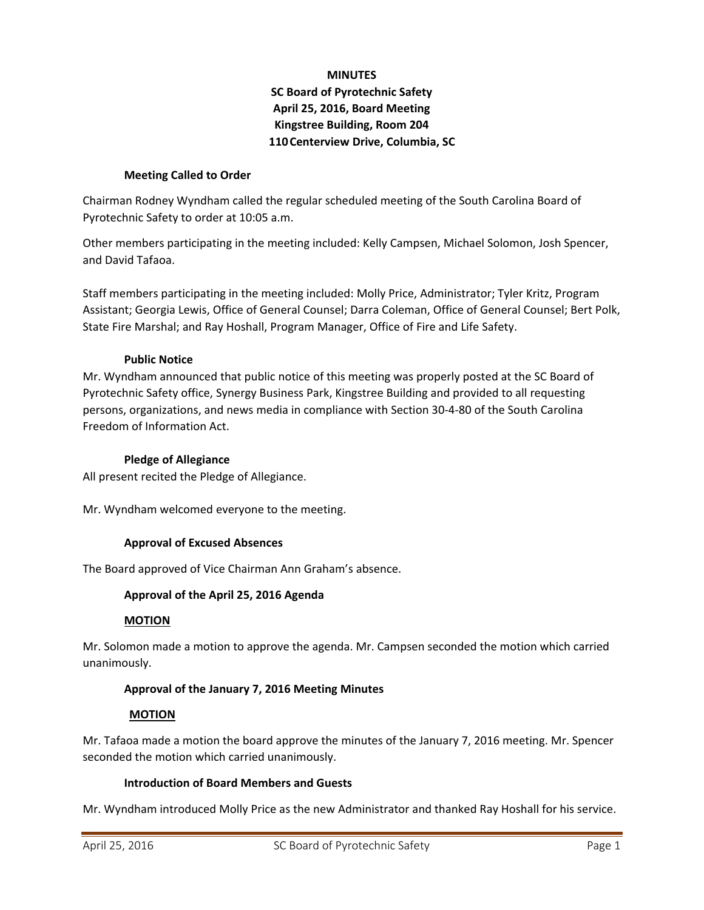**MINUTES**
**SC Board of Pyrotechnic Safety**
**April 25, 2016, Board Meeting**
**Kingstree Building, Room 204**
**110 Centerview Drive, Columbia, SC**

### Meeting Called to Order

Chairman Rodney Wyndham called the regular scheduled meeting of the South Carolina Board of Pyrotechnic Safety to order at 10:05 a.m.

Other members participating in the meeting included: Kelly Campsen, Michael Solomon, Josh Spencer, and David Tafaoa.

Staff members participating in the meeting included: Molly Price, Administrator; Tyler Kritz, Program Assistant; Georgia Lewis, Office of General Counsel; Darra Coleman, Office of General Counsel; Bert Polk, State Fire Marshal; and Ray Hoshall, Program Manager, Office of Fire and Life Safety.

### Public Notice

Mr. Wyndham announced that public notice of this meeting was properly posted at the SC Board of Pyrotechnic Safety office, Synergy Business Park, Kingstree Building and provided to all requesting persons, organizations, and news media in compliance with Section 30-4-80 of the South Carolina Freedom of Information Act.

### Pledge of Allegiance

All present recited the Pledge of Allegiance.

Mr. Wyndham welcomed everyone to the meeting.

### Approval of Excused Absences

The Board approved of Vice Chairman Ann Graham's absence.

### Approval of the April 25, 2016 Agenda

**MOTION**

Mr. Solomon made a motion to approve the agenda. Mr. Campsen seconded the motion which carried unanimously.

### Approval of the January 7, 2016 Meeting Minutes

**MOTION**

Mr. Tafaoa made a motion the board approve the minutes of the January 7, 2016 meeting. Mr. Spencer seconded the motion which carried unanimously.

### Introduction of Board Members and Guests

Mr. Wyndham introduced Molly Price as the new Administrator and thanked Ray Hoshall for his service.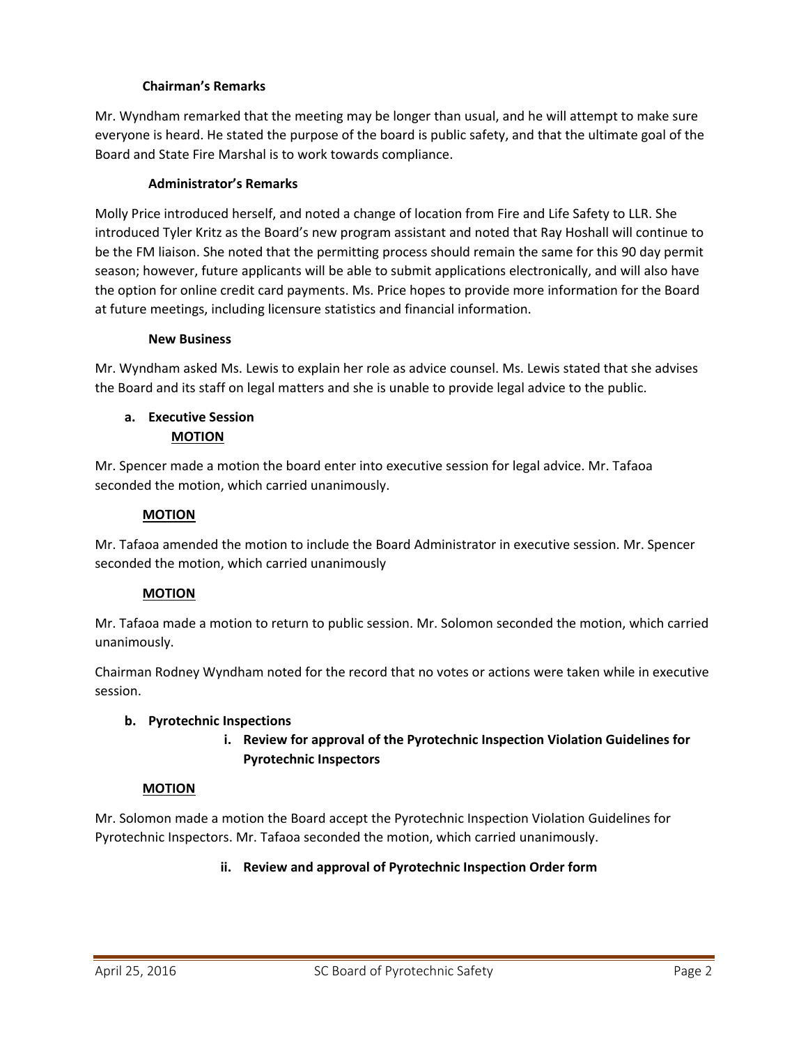### Chairman's Remarks

Mr. Wyndham remarked that the meeting may be longer than usual, and he will attempt to make sure everyone is heard. He stated the purpose of the board is public safety, and that the ultimate goal of the Board and State Fire Marshal is to work towards compliance.

### Administrator's Remarks

Molly Price introduced herself, and noted a change of location from Fire and Life Safety to LLR. She introduced Tyler Kritz as the Board's new program assistant and noted that Ray Hoshall will continue to be the FM liaison. She noted that the permitting process should remain the same for this 90 day permit season; however, future applicants will be able to submit applications electronically, and will also have the option for online credit card payments. Ms. Price hopes to provide more information for the Board at future meetings, including licensure statistics and financial information.

### New Business

Mr. Wyndham asked Ms. Lewis to explain her role as advice counsel. Ms. Lewis stated that she advises the Board and its staff on legal matters and she is unable to provide legal advice to the public.

**a. Executive Session**

**MOTION**

Mr. Spencer made a motion the board enter into executive session for legal advice. Mr. Tafaoa seconded the motion, which carried unanimously.

**MOTION**

Mr. Tafaoa amended the motion to include the Board Administrator in executive session. Mr. Spencer seconded the motion, which carried unanimously

**MOTION**

Mr. Tafaoa made a motion to return to public session. Mr. Solomon seconded the motion, which carried unanimously.

Chairman Rodney Wyndham noted for the record that no votes or actions were taken while in executive session.

**b. Pyrotechnic Inspections**

**i. Review for approval of the Pyrotechnic Inspection Violation Guidelines for Pyrotechnic Inspectors**

**MOTION**

Mr. Solomon made a motion the Board accept the Pyrotechnic Inspection Violation Guidelines for Pyrotechnic Inspectors. Mr. Tafaoa seconded the motion, which carried unanimously.

**ii. Review and approval of Pyrotechnic Inspection Order form**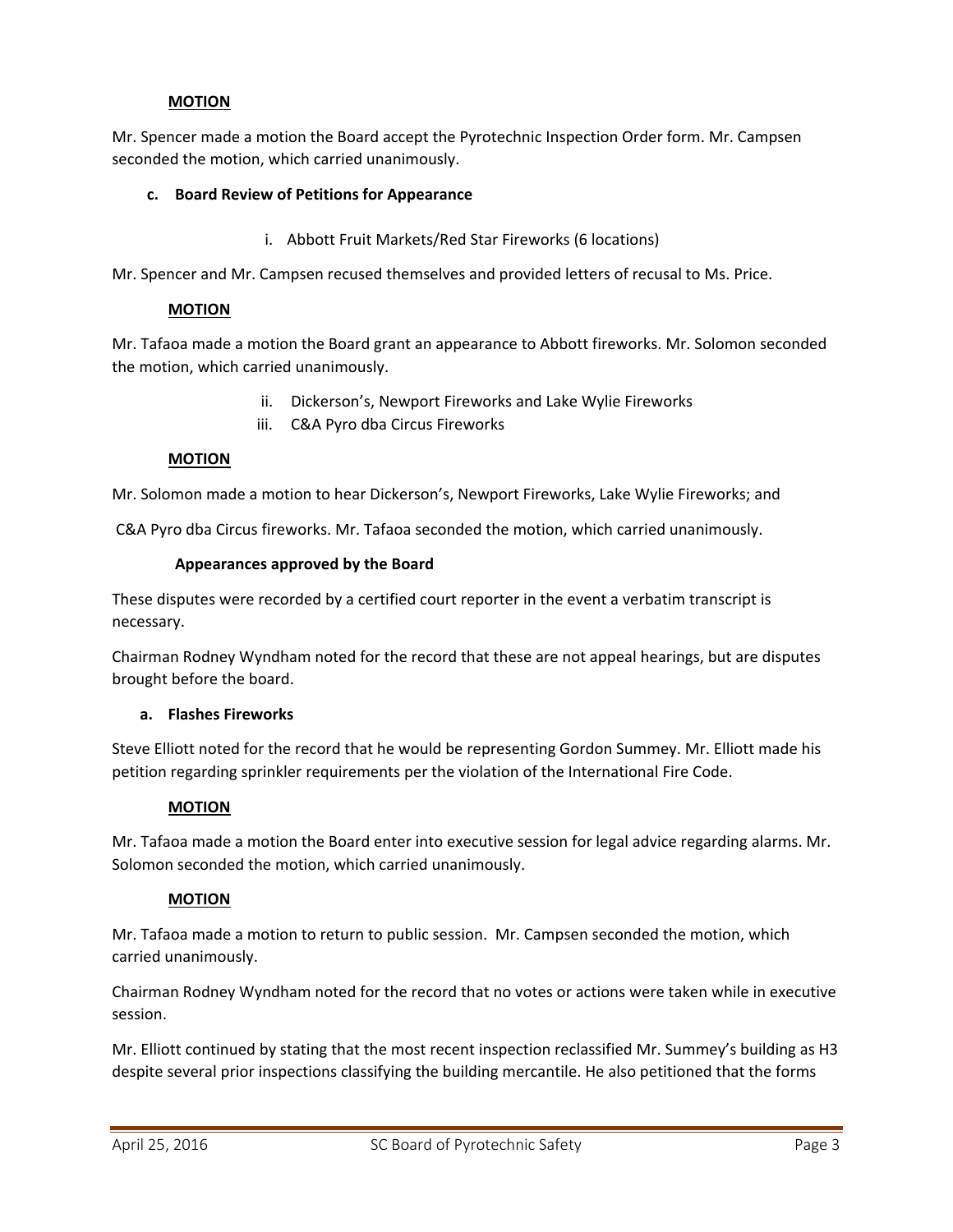**MOTION**

Mr. Spencer made a motion the Board accept the Pyrotechnic Inspection Order form. Mr. Campsen seconded the motion, which carried unanimously.

**c. Board Review of Petitions for Appearance**

i. Abbott Fruit Markets/Red Star Fireworks (6 locations)

Mr. Spencer and Mr. Campsen recused themselves and provided letters of recusal to Ms. Price.

**MOTION**

Mr. Tafaoa made a motion the Board grant an appearance to Abbott fireworks. Mr. Solomon seconded the motion, which carried unanimously.

ii. Dickerson's, Newport Fireworks and Lake Wylie Fireworks

iii. C&A Pyro dba Circus Fireworks

**MOTION**

Mr. Solomon made a motion to hear Dickerson's, Newport Fireworks, Lake Wylie Fireworks; and

C&A Pyro dba Circus fireworks. Mr. Tafaoa seconded the motion, which carried unanimously.

**Appearances approved by the Board**

These disputes were recorded by a certified court reporter in the event a verbatim transcript is necessary.

Chairman Rodney Wyndham noted for the record that these are not appeal hearings, but are disputes brought before the board.

**a. Flashes Fireworks**

Steve Elliott noted for the record that he would be representing Gordon Summey. Mr. Elliott made his petition regarding sprinkler requirements per the violation of the International Fire Code.

**MOTION**

Mr. Tafaoa made a motion the Board enter into executive session for legal advice regarding alarms. Mr. Solomon seconded the motion, which carried unanimously.

**MOTION**

Mr. Tafaoa made a motion to return to public session. Mr. Campsen seconded the motion, which carried unanimously.

Chairman Rodney Wyndham noted for the record that no votes or actions were taken while in executive session.

Mr. Elliott continued by stating that the most recent inspection reclassified Mr. Summey's building as H3 despite several prior inspections classifying the building mercantile. He also petitioned that the forms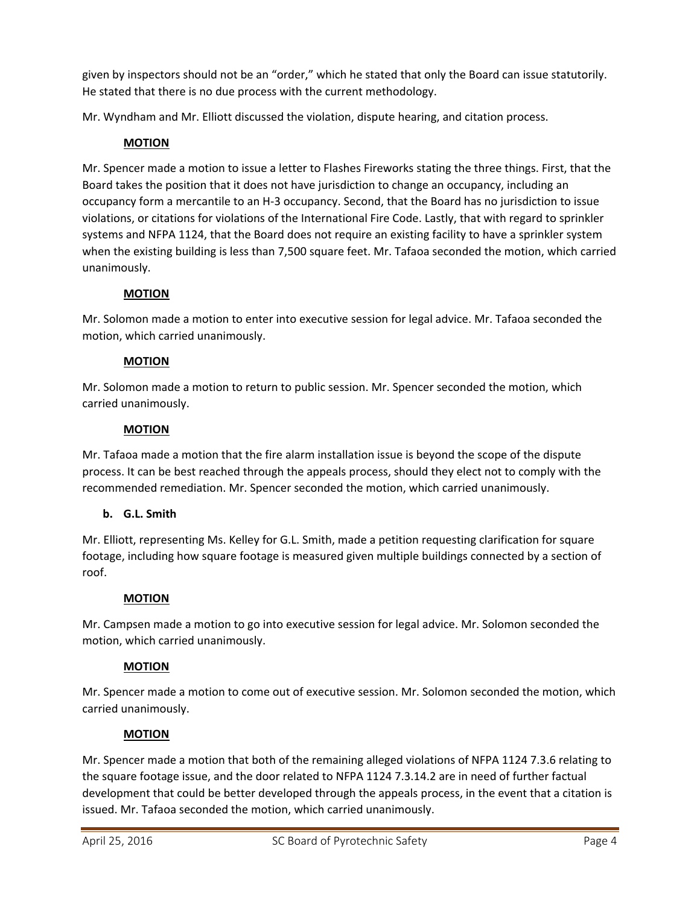given by inspectors should not be an "order," which he stated that only the Board can issue statutorily. He stated that there is no due process with the current methodology.

Mr. Wyndham and Mr. Elliott discussed the violation, dispute hearing, and citation process.

**MOTION**

Mr. Spencer made a motion to issue a letter to Flashes Fireworks stating the three things. First, that the Board takes the position that it does not have jurisdiction to change an occupancy, including an occupancy form a mercantile to an H-3 occupancy. Second, that the Board has no jurisdiction to issue violations, or citations for violations of the International Fire Code. Lastly, that with regard to sprinkler systems and NFPA 1124, that the Board does not require an existing facility to have a sprinkler system when the existing building is less than 7,500 square feet. Mr. Tafaoa seconded the motion, which carried unanimously.

**MOTION**

Mr. Solomon made a motion to enter into executive session for legal advice. Mr. Tafaoa seconded the motion, which carried unanimously.

**MOTION**

Mr. Solomon made a motion to return to public session. Mr. Spencer seconded the motion, which carried unanimously.

**MOTION**

Mr. Tafaoa made a motion that the fire alarm installation issue is beyond the scope of the dispute process. It can be best reached through the appeals process, should they elect not to comply with the recommended remediation. Mr. Spencer seconded the motion, which carried unanimously.

**b. G.L. Smith**

Mr. Elliott, representing Ms. Kelley for G.L. Smith, made a petition requesting clarification for square footage, including how square footage is measured given multiple buildings connected by a section of roof.

**MOTION**

Mr. Campsen made a motion to go into executive session for legal advice. Mr. Solomon seconded the motion, which carried unanimously.

**MOTION**

Mr. Spencer made a motion to come out of executive session. Mr. Solomon seconded the motion, which carried unanimously.

**MOTION**

Mr. Spencer made a motion that both of the remaining alleged violations of NFPA 1124 7.3.6 relating to the square footage issue, and the door related to NFPA 1124 7.3.14.2 are in need of further factual development that could be better developed through the appeals process, in the event that a citation is issued. Mr. Tafaoa seconded the motion, which carried unanimously.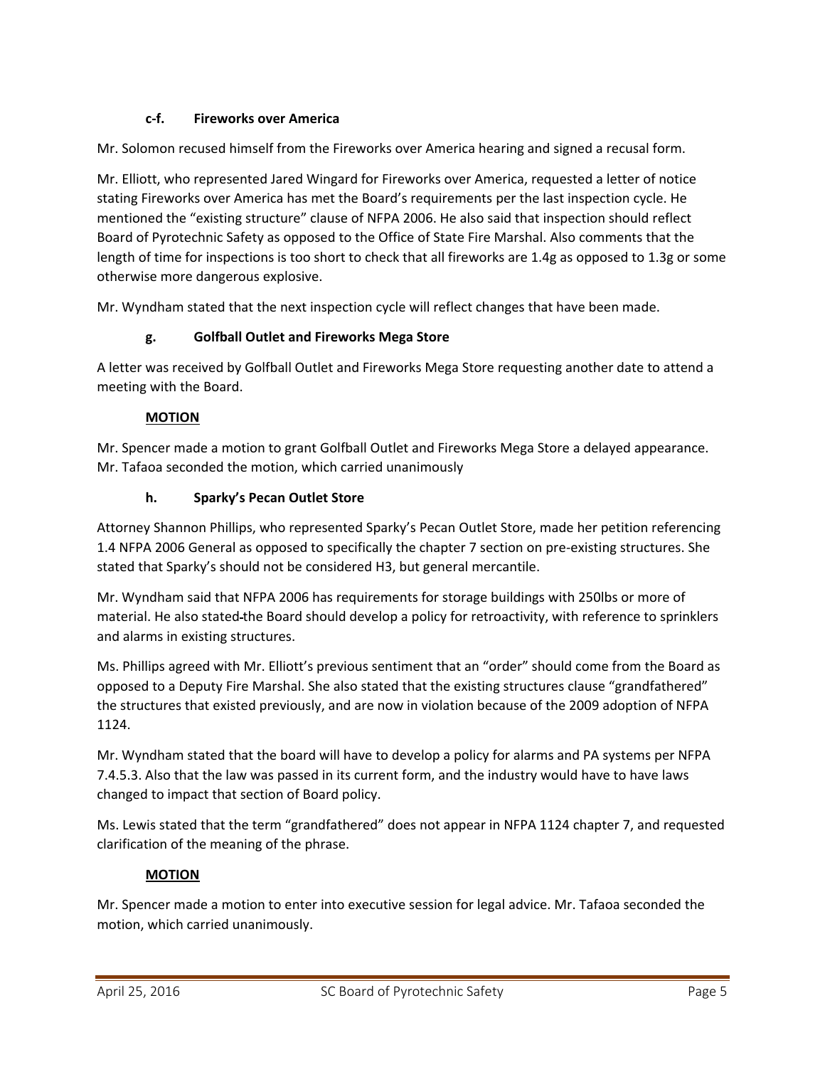### c-f. Fireworks over America

Mr. Solomon recused himself from the Fireworks over America hearing and signed a recusal form.

Mr. Elliott, who represented Jared Wingard for Fireworks over America, requested a letter of notice stating Fireworks over America has met the Board's requirements per the last inspection cycle. He mentioned the "existing structure" clause of NFPA 2006. He also said that inspection should reflect Board of Pyrotechnic Safety as opposed to the Office of State Fire Marshal. Also comments that the length of time for inspections is too short to check that all fireworks are 1.4g as opposed to 1.3g or some otherwise more dangerous explosive.

Mr. Wyndham stated that the next inspection cycle will reflect changes that have been made.

### g. Golfball Outlet and Fireworks Mega Store

A letter was received by Golfball Outlet and Fireworks Mega Store requesting another date to attend a meeting with the Board.

**MOTION**

Mr. Spencer made a motion to grant Golfball Outlet and Fireworks Mega Store a delayed appearance. Mr. Tafaoa seconded the motion, which carried unanimously

### h. Sparky's Pecan Outlet Store

Attorney Shannon Phillips, who represented Sparky's Pecan Outlet Store, made her petition referencing 1.4 NFPA 2006 General as opposed to specifically the chapter 7 section on pre-existing structures. She stated that Sparky's should not be considered H3, but general mercantile.

Mr. Wyndham said that NFPA 2006 has requirements for storage buildings with 250lbs or more of material. He also stated the Board should develop a policy for retroactivity, with reference to sprinklers and alarms in existing structures.

Ms. Phillips agreed with Mr. Elliott's previous sentiment that an "order" should come from the Board as opposed to a Deputy Fire Marshal. She also stated that the existing structures clause "grandfathered" the structures that existed previously, and are now in violation because of the 2009 adoption of NFPA 1124.

Mr. Wyndham stated that the board will have to develop a policy for alarms and PA systems per NFPA 7.4.5.3. Also that the law was passed in its current form, and the industry would have to have laws changed to impact that section of Board policy.

Ms. Lewis stated that the term "grandfathered" does not appear in NFPA 1124 chapter 7, and requested clarification of the meaning of the phrase.

**MOTION**

Mr. Spencer made a motion to enter into executive session for legal advice. Mr. Tafaoa seconded the motion, which carried unanimously.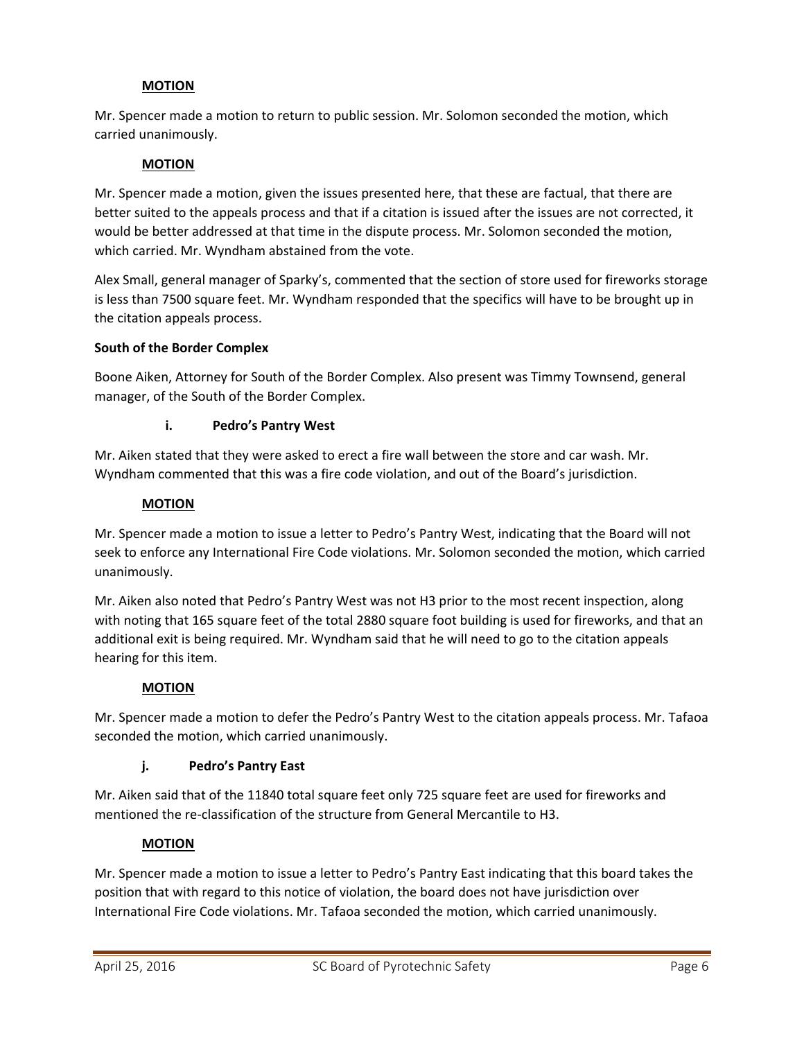**MOTION**

Mr. Spencer made a motion to return to public session. Mr. Solomon seconded the motion, which carried unanimously.

**MOTION**

Mr. Spencer made a motion, given the issues presented here, that these are factual, that there are better suited to the appeals process and that if a citation is issued after the issues are not corrected, it would be better addressed at that time in the dispute process. Mr. Solomon seconded the motion, which carried. Mr. Wyndham abstained from the vote.

Alex Small, general manager of Sparky's, commented that the section of store used for fireworks storage is less than 7500 square feet. Mr. Wyndham responded that the specifics will have to be brought up in the citation appeals process.

**South of the Border Complex**

Boone Aiken, Attorney for South of the Border Complex. Also present was Timmy Townsend, general manager, of the South of the Border Complex.

**i. Pedro's Pantry West**

Mr. Aiken stated that they were asked to erect a fire wall between the store and car wash. Mr. Wyndham commented that this was a fire code violation, and out of the Board's jurisdiction.

**MOTION**

Mr. Spencer made a motion to issue a letter to Pedro's Pantry West, indicating that the Board will not seek to enforce any International Fire Code violations. Mr. Solomon seconded the motion, which carried unanimously.

Mr. Aiken also noted that Pedro's Pantry West was not H3 prior to the most recent inspection, along with noting that 165 square feet of the total 2880 square foot building is used for fireworks, and that an additional exit is being required. Mr. Wyndham said that he will need to go to the citation appeals hearing for this item.

**MOTION**

Mr. Spencer made a motion to defer the Pedro's Pantry West to the citation appeals process. Mr. Tafaoa seconded the motion, which carried unanimously.

**j. Pedro's Pantry East**

Mr. Aiken said that of the 11840 total square feet only 725 square feet are used for fireworks and mentioned the re-classification of the structure from General Mercantile to H3.

**MOTION**

Mr. Spencer made a motion to issue a letter to Pedro's Pantry East indicating that this board takes the position that with regard to this notice of violation, the board does not have jurisdiction over International Fire Code violations. Mr. Tafaoa seconded the motion, which carried unanimously.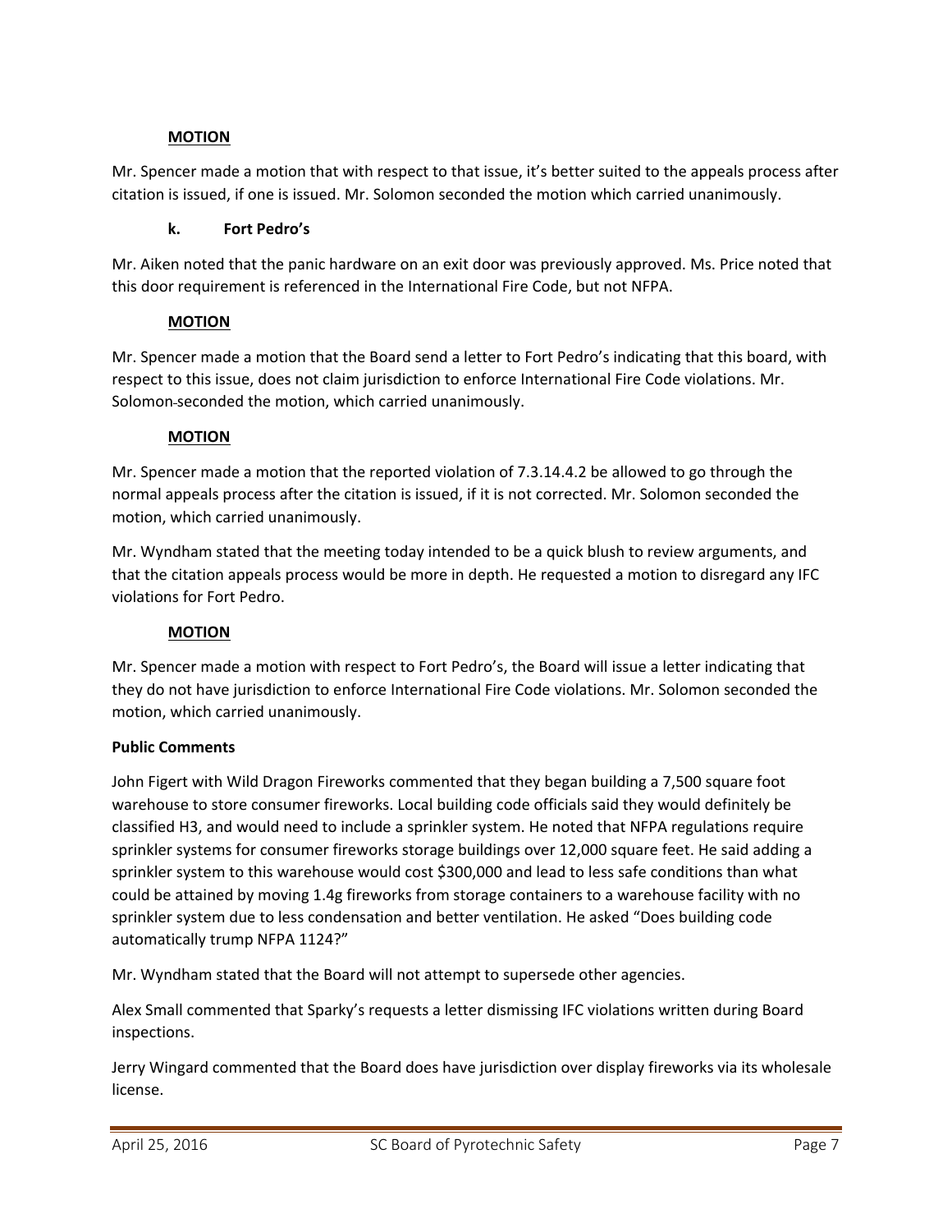**MOTION**

Mr. Spencer made a motion that with respect to that issue, it's better suited to the appeals process after citation is issued, if one is issued. Mr. Solomon seconded the motion which carried unanimously.

**k. Fort Pedro's**

Mr. Aiken noted that the panic hardware on an exit door was previously approved. Ms. Price noted that this door requirement is referenced in the International Fire Code, but not NFPA.

**MOTION**

Mr. Spencer made a motion that the Board send a letter to Fort Pedro's indicating that this board, with respect to this issue, does not claim jurisdiction to enforce International Fire Code violations. Mr. Solomon seconded the motion, which carried unanimously.

**MOTION**

Mr. Spencer made a motion that the reported violation of 7.3.14.4.2 be allowed to go through the normal appeals process after the citation is issued, if it is not corrected. Mr. Solomon seconded the motion, which carried unanimously.

Mr. Wyndham stated that the meeting today intended to be a quick blush to review arguments, and that the citation appeals process would be more in depth. He requested a motion to disregard any IFC violations for Fort Pedro.

**MOTION**

Mr. Spencer made a motion with respect to Fort Pedro's, the Board will issue a letter indicating that they do not have jurisdiction to enforce International Fire Code violations. Mr. Solomon seconded the motion, which carried unanimously.

**Public Comments**

John Figert with Wild Dragon Fireworks commented that they began building a 7,500 square foot warehouse to store consumer fireworks. Local building code officials said they would definitely be classified H3, and would need to include a sprinkler system. He noted that NFPA regulations require sprinkler systems for consumer fireworks storage buildings over 12,000 square feet. He said adding a sprinkler system to this warehouse would cost $300,000 and lead to less safe conditions than what could be attained by moving 1.4g fireworks from storage containers to a warehouse facility with no sprinkler system due to less condensation and better ventilation. He asked "Does building code automatically trump NFPA 1124?"

Mr. Wyndham stated that the Board will not attempt to supersede other agencies.

Alex Small commented that Sparky's requests a letter dismissing IFC violations written during Board inspections.

Jerry Wingard commented that the Board does have jurisdiction over display fireworks via its wholesale license.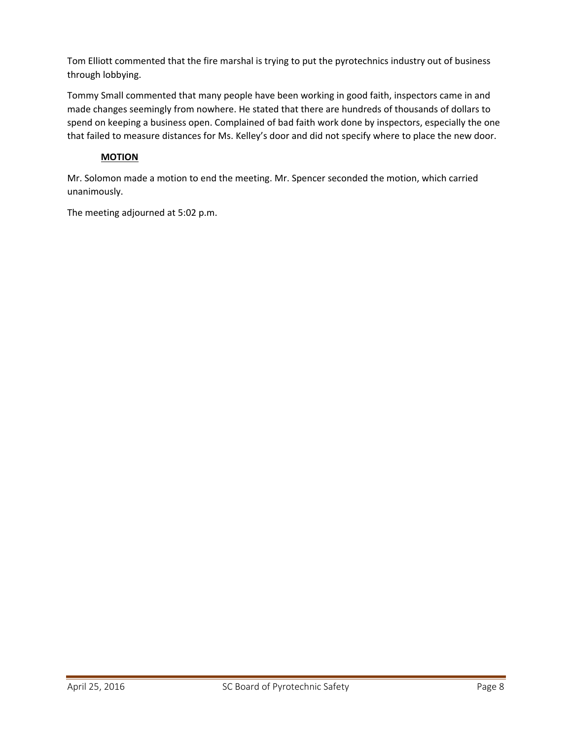Tom Elliott commented that the fire marshal is trying to put the pyrotechnics industry out of business through lobbying.

Tommy Small commented that many people have been working in good faith, inspectors came in and made changes seemingly from nowhere. He stated that there are hundreds of thousands of dollars to spend on keeping a business open. Complained of bad faith work done by inspectors, especially the one that failed to measure distances for Ms. Kelley's door and did not specify where to place the new door.

**MOTION**

Mr. Solomon made a motion to end the meeting. Mr. Spencer seconded the motion, which carried unanimously.

The meeting adjourned at 5:02 p.m.